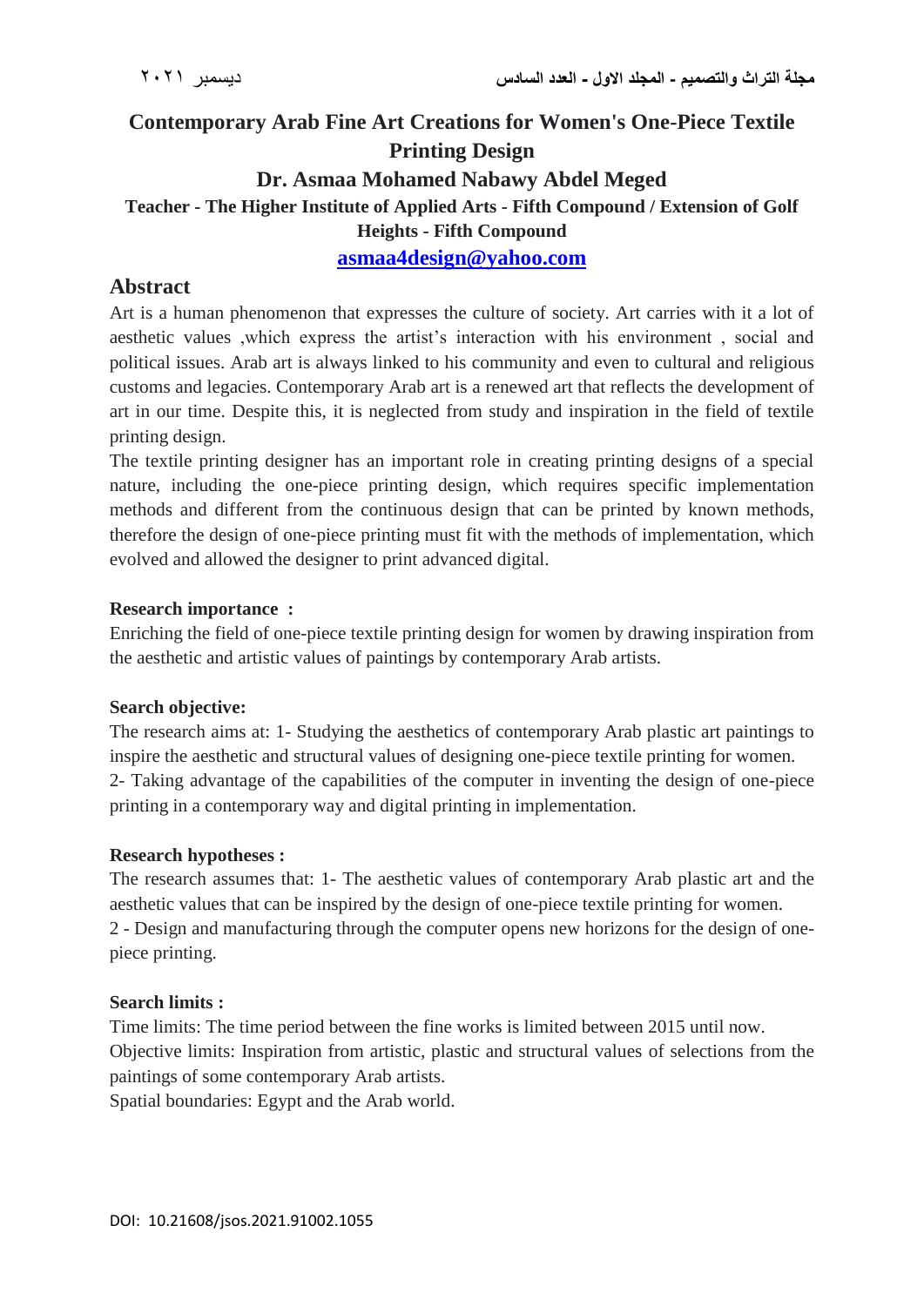# Contemporary Arab Fine Art Creations for Women's One-Piece Textile Printing Design

## Dr. Asmaa Mohamed Nabawy Abdel Meged

**Teacher - The Higher Institute of Applied Arts - Fifth Compound / Extension of Golf Heights - Fifth Compound**

**asmaa4design@yahoo.com**

## Abstract

Art is a human phenomenon that expresses the culture of society. Art carries with it a lot of aesthetic values ,which express the artist's interaction with his environment , social and political issues. Arab art is always linked to his community and even to cultural and religious customs and legacies. Contemporary Arab art is a renewed art that reflects the development of art in our time. Despite this, it is neglected from study and inspiration in the field of textile printing design.

The textile printing designer has an important role in creating printing designs of a special nature, including the one-piece printing design, which requires specific implementation methods and different from the continuous design that can be printed by known methods, therefore the design of one-piece printing must fit with the methods of implementation, which evolved and allowed the designer to print advanced digital.

**Research importance :**

Enriching the field of one-piece textile printing design for women by drawing inspiration from the aesthetic and artistic values of paintings by contemporary Arab artists.

**Search objective:**

The research aims at: 1- Studying the aesthetics of contemporary Arab plastic art paintings to inspire the aesthetic and structural values of designing one-piece textile printing for women.

2- Taking advantage of the capabilities of the computer in inventing the design of one-piece printing in a contemporary way and digital printing in implementation.

**Research hypotheses :**

The research assumes that: 1- The aesthetic values of contemporary Arab plastic art and the aesthetic values that can be inspired by the design of one-piece textile printing for women.

2 - Design and manufacturing through the computer opens new horizons for the design of one-piece printing.

**Search limits :**

Time limits: The time period between the fine works is limited between 2015 until now.

Objective limits: Inspiration from artistic, plastic and structural values of selections from the paintings of some contemporary Arab artists.

Spatial boundaries: Egypt and the Arab world.

DOI: 10.21608/jsos.2021.91002.1055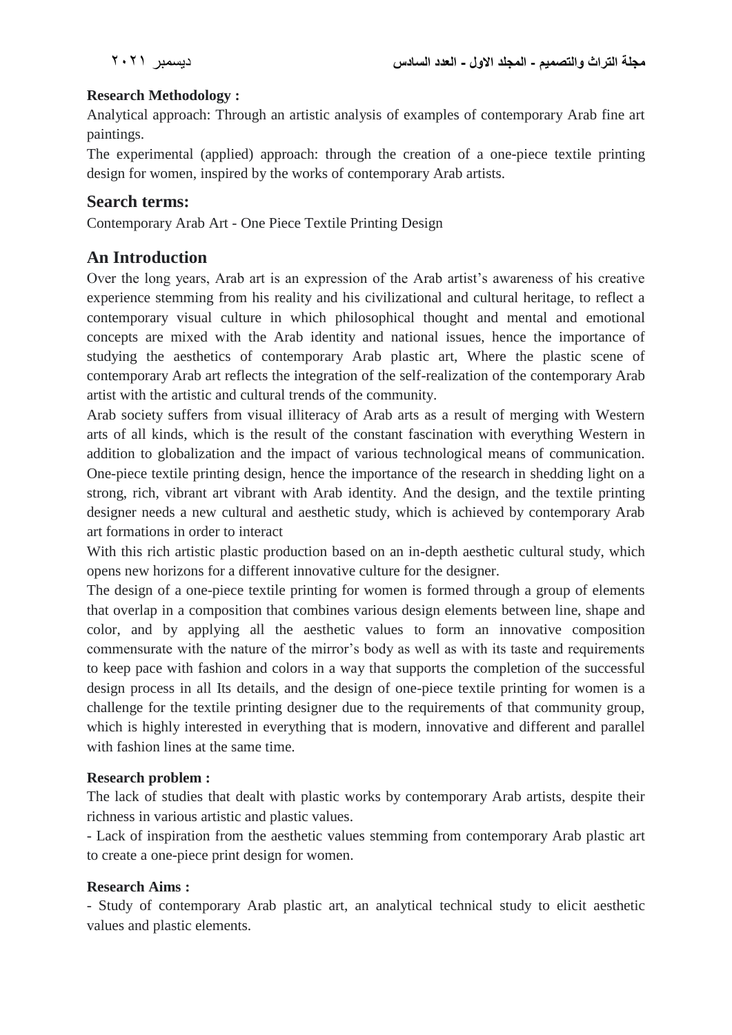**Research Methodology :**

Analytical approach: Through an artistic analysis of examples of contemporary Arab fine art paintings.

The experimental (applied) approach: through the creation of a one-piece textile printing design for women, inspired by the works of contemporary Arab artists.

## Search terms:

Contemporary Arab Art - One Piece Textile Printing Design

## An Introduction

Over the long years, Arab art is an expression of the Arab artist's awareness of his creative experience stemming from his reality and his civilizational and cultural heritage, to reflect a contemporary visual culture in which philosophical thought and mental and emotional concepts are mixed with the Arab identity and national issues, hence the importance of studying the aesthetics of contemporary Arab plastic art, Where the plastic scene of contemporary Arab art reflects the integration of the self-realization of the contemporary Arab artist with the artistic and cultural trends of the community.

Arab society suffers from visual illiteracy of Arab arts as a result of merging with Western arts of all kinds, which is the result of the constant fascination with everything Western in addition to globalization and the impact of various technological means of communication. One-piece textile printing design, hence the importance of the research in shedding light on a strong, rich, vibrant art vibrant with Arab identity. And the design, and the textile printing designer needs a new cultural and aesthetic study, which is achieved by contemporary Arab art formations in order to interact

With this rich artistic plastic production based on an in-depth aesthetic cultural study, which opens new horizons for a different innovative culture for the designer.

The design of a one-piece textile printing for women is formed through a group of elements that overlap in a composition that combines various design elements between line, shape and color, and by applying all the aesthetic values to form an innovative composition commensurate with the nature of the mirror's body as well as with its taste and requirements to keep pace with fashion and colors in a way that supports the completion of the successful design process in all Its details, and the design of one-piece textile printing for women is a challenge for the textile printing designer due to the requirements of that community group, which is highly interested in everything that is modern, innovative and different and parallel with fashion lines at the same time.

**Research problem :**

The lack of studies that dealt with plastic works by contemporary Arab artists, despite their richness in various artistic and plastic values.

- Lack of inspiration from the aesthetic values stemming from contemporary Arab plastic art to create a one-piece print design for women.

**Research Aims :**

- Study of contemporary Arab plastic art, an analytical technical study to elicit aesthetic values and plastic elements.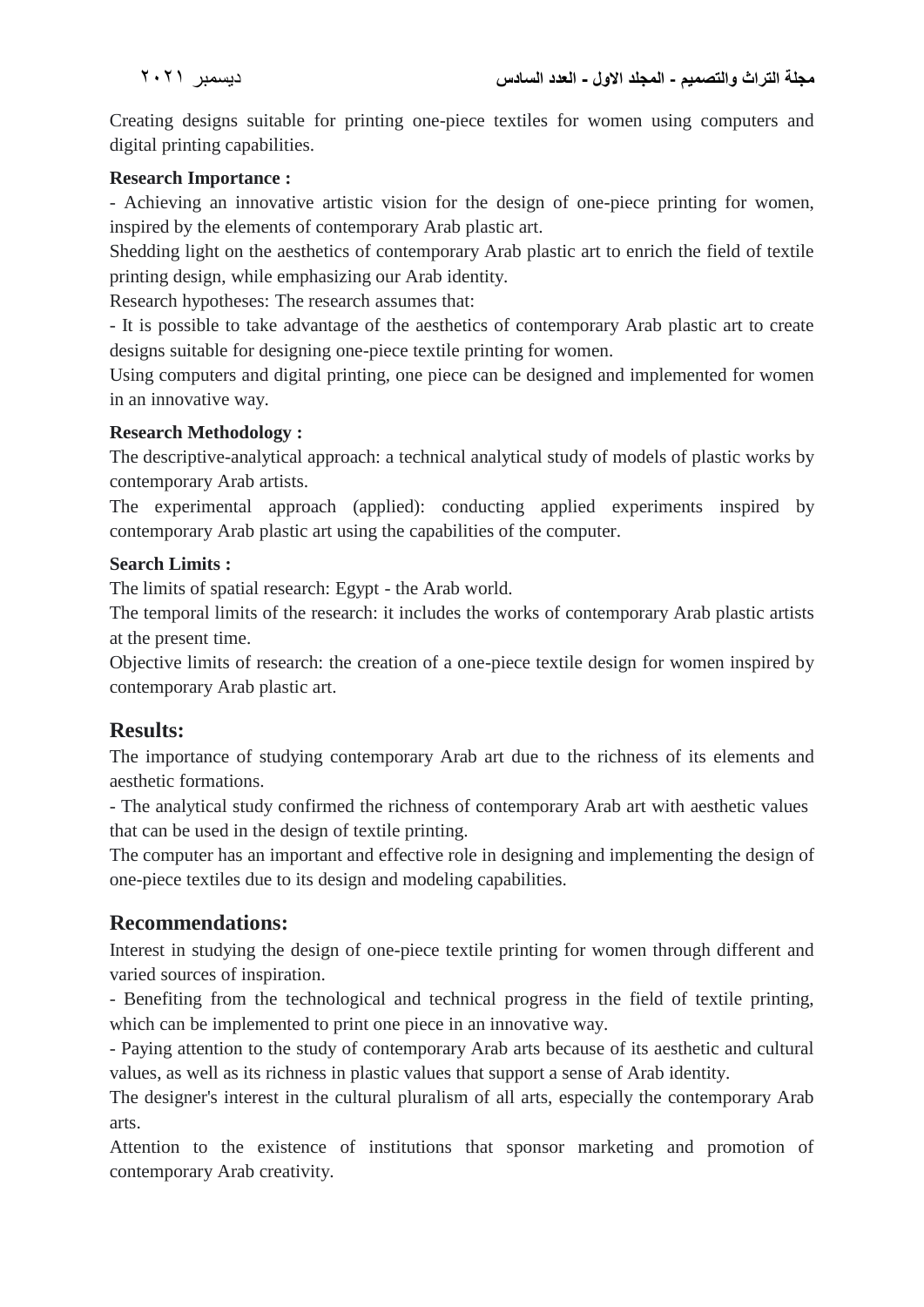Creating designs suitable for printing one-piece textiles for women using computers and digital printing capabilities.

**Research Importance :**

- Achieving an innovative artistic vision for the design of one-piece printing for women, inspired by the elements of contemporary Arab plastic art.

Shedding light on the aesthetics of contemporary Arab plastic art to enrich the field of textile printing design, while emphasizing our Arab identity.

Research hypotheses: The research assumes that:

- It is possible to take advantage of the aesthetics of contemporary Arab plastic art to create designs suitable for designing one-piece textile printing for women.

Using computers and digital printing, one piece can be designed and implemented for women in an innovative way.

**Research Methodology :**

The descriptive-analytical approach: a technical analytical study of models of plastic works by contemporary Arab artists.

The experimental approach (applied): conducting applied experiments inspired by contemporary Arab plastic art using the capabilities of the computer.

**Search Limits :**

The limits of spatial research: Egypt - the Arab world.

The temporal limits of the research: it includes the works of contemporary Arab plastic artists at the present time.

Objective limits of research: the creation of a one-piece textile design for women inspired by contemporary Arab plastic art.

## Results:

The importance of studying contemporary Arab art due to the richness of its elements and aesthetic formations.

- The analytical study confirmed the richness of contemporary Arab art with aesthetic values that can be used in the design of textile printing.

The computer has an important and effective role in designing and implementing the design of one-piece textiles due to its design and modeling capabilities.

## Recommendations:

Interest in studying the design of one-piece textile printing for women through different and varied sources of inspiration.

- Benefiting from the technological and technical progress in the field of textile printing, which can be implemented to print one piece in an innovative way.

- Paying attention to the study of contemporary Arab arts because of its aesthetic and cultural values, as well as its richness in plastic values that support a sense of Arab identity.

The designer's interest in the cultural pluralism of all arts, especially the contemporary Arab arts.

Attention to the existence of institutions that sponsor marketing and promotion of contemporary Arab creativity.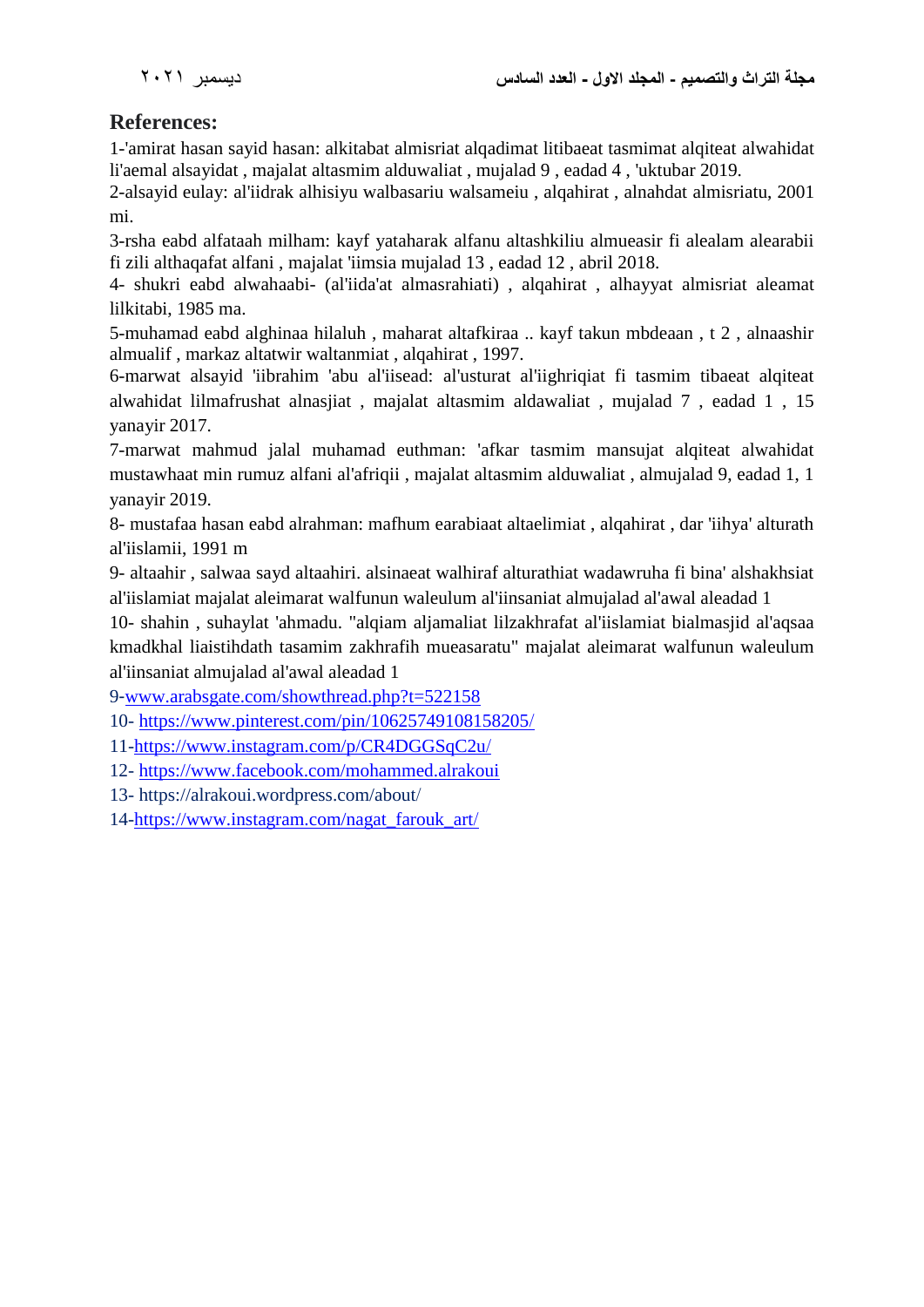## References:

1-'amirat hasan sayid hasan: alkitabat almisriat alqadimat litibaeat tasmimat alqiteat alwahidat li'aemal alsayidat , majalat altasmim alduwaliat , mujalad 9 , eadad 4 , 'uktubar 2019.

2-alsayid eulay: al'iidrak alhisiyu walbasariu walsameiu , alqahirat , alnahdat almisriatu, 2001 mi.

3-rsha eabd alfataah milham: kayf yataharak alfanu altashkiliu almueasir fi alealam alearabii fi zili althaqafat alfani , majalat 'iimsia mujalad 13 , eadad 12 , abril 2018.

4- shukri eabd alwahaabi- (al'iida'at almasrahiati) , alqahirat , alhayyat almisriat aleamat lilkitabi, 1985 ma.

5-muhamad eabd alghinaa hilaluh , maharat altafkiraa .. kayf takun mbdeaan , t 2 , alnaashir almualif , markaz altatwir waltanmiat , alqahirat , 1997.

6-marwat alsayid 'iibrahim 'abu al'iisead: al'usturat al'iighriqiat fi tasmim tibaeat alqiteat alwahidat lilmafrushat alnasjiat , majalat altasmim aldawaliat , mujalad 7 , eadad 1 , 15 yanayir 2017.

7-marwat mahmud jalal muhamad euthman: 'afkar tasmim mansujat alqiteat alwahidat mustawhaat min rumuz alfani al'afriqii , majalat altasmim alduwaliat , almujalad 9, eadad 1, 1 yanayir 2019.

8- mustafaa hasan eabd alrahman: mafhum earabiaat altaelimiat , alqahirat , dar 'iihya' alturath al'iislamii, 1991 m

9- altaahir , salwaa sayd altaahiri. alsinaeat walhiraf alturathiat wadawruha fi bina' alshakhsiat al'iislamiat majalat aleimarat walfunun waleulum al'iinsaniat almujalad al'awal aleadad 1

10- shahin , suhaylat 'ahmadu. "alqiam aljamaliat lilzakhrafat al'iislamiat bialmasjid al'aqsaa kmadkhal liaistihdath tasamim zakhrafih mueasaratu" majalat aleimarat walfunun waleulum al'iinsaniat almujalad al'awal aleadad 1

9-www.arabsgate.com/showthread.php?t=522158

10- https://www.pinterest.com/pin/10625749108158205/

11-https://www.instagram.com/p/CR4DGGSqC2u/

12- https://www.facebook.com/mohammed.alrakoui

13- https://alrakoui.wordpress.com/about/

14-https://www.instagram.com/nagat_farouk_art/